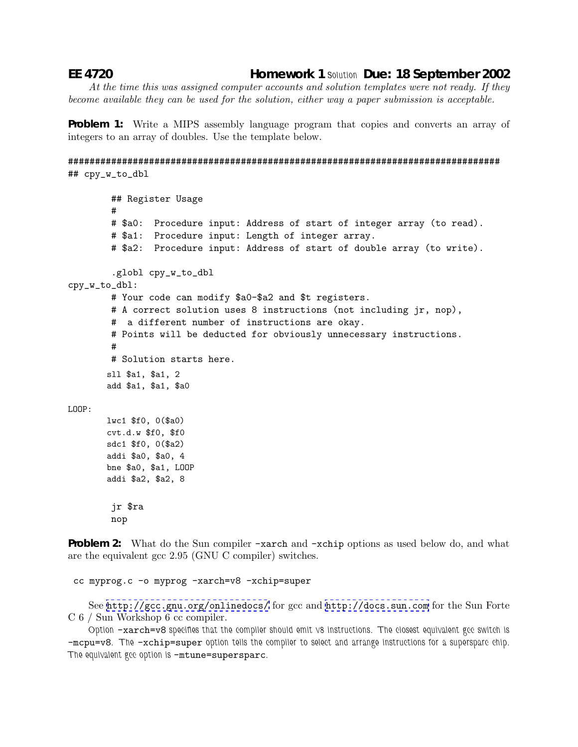# EE 4720 Homework 1 Solution Due: 18 September 2002

*At the time this was assigned computer accounts and solution templates were not ready. If they become available they can be used for the solution, either way a paper submission is acceptable.*

**Problem 1:** Write a MIPS assembly language program that copies and converts an array of integers to an array of doubles. Use the template below.

```
################################################################################
## cpy_w_to_dbl

        ## Register Usage
        #
        # $a0:  Procedure input: Address of start of integer array (to read).
        # $a1:  Procedure input: Length of integer array.
        # $a2:  Procedure input: Address of start of double array (to write).

        .globl cpy_w_to_dbl
cpy_w_to_dbl:
        # Your code can modify $a0-$a2 and $t registers.
        # A correct solution uses 8 instructions (not including jr, nop),
        #  a different number of instructions are okay.
        # Points will be deducted for obviously unnecessary instructions.
        #
        # Solution starts here.
        sll $a1, $a1, 2
        add $a1, $a1, $a0

LOOP:
        lwc1 $f0, 0($a0)
        cvt.d.w $f0, $f0
        sdc1 $f0, 0($a2)
        addi $a0, $a0, 4
        bne $a0, $a1, LOOP
        addi $a2, $a2, 8

        jr $ra
        nop
```

**Problem 2:** What do the Sun compiler `-xarch` and `-xchip` options as used below do, and what are the equivalent gcc 2.95 (GNU C compiler) switches.

```
cc myprog.c -o myprog -xarch=v8 -xchip=super
```

See http://gcc.gnu.org/onlinedocs/ for gcc and http://docs.sun.com for the Sun Forte C 6 / Sun Workshop 6 cc compiler.

Option `-xarch=v8` specifies that the compiler should emit v8 instructions. The closest equivalent gcc switch is `-mcpu=v8`. The `-xchip=super` option tells the compiler to select and arrange instructions for a supersparc chip. The equivalent gcc option is `-mtune=supersparc`.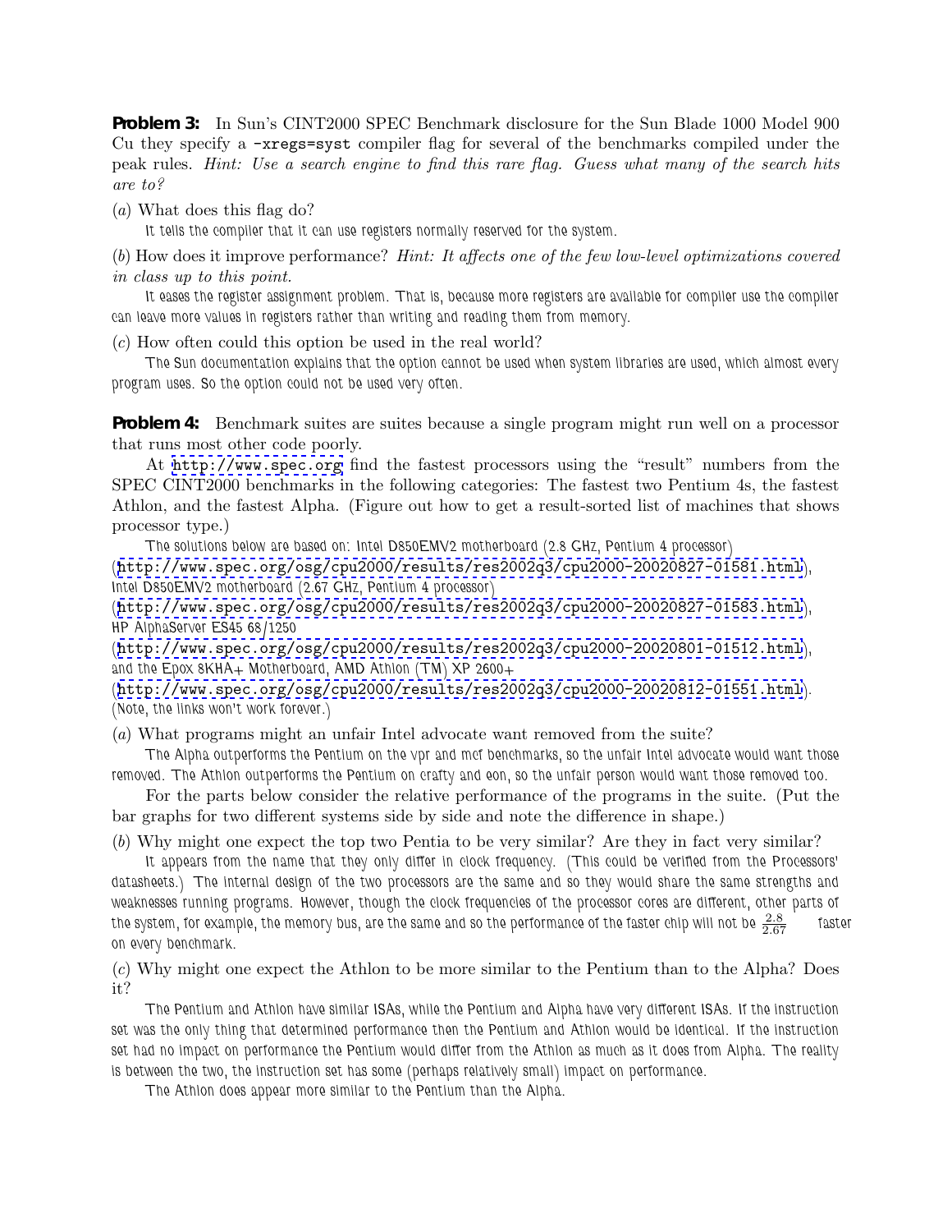**Problem 3:** In Sun's CINT2000 SPEC Benchmark disclosure for the Sun Blade 1000 Model 900 Cu they specify a `-xregs=syst` compiler flag for several of the benchmarks compiled under the peak rules. *Hint: Use a search engine to find this rare flag. Guess what many of the search hits are to?*

(*a*) What does this flag do?

It tells the compiler that it can use registers normally reserved for the system.

(*b*) How does it improve performance? *Hint: It affects one of the few low-level optimizations covered in class up to this point.*

It eases the register assignment problem. That is, because more registers are available for compiler use the compiler can leave more values in registers rather than writing and reading them from memory.

(*c*) How often could this option be used in the real world?

The Sun documentation explains that the option cannot be used when system libraries are used, which almost every program uses. So the option could not be used very often.

**Problem 4:** Benchmark suites are suites because a single program might run well on a processor that runs most other code poorly.

At http://www.spec.org find the fastest processors using the "result" numbers from the SPEC CINT2000 benchmarks in the following categories: The fastest two Pentium 4s, the fastest Athlon, and the fastest Alpha. (Figure out how to get a result-sorted list of machines that shows processor type.)

The solutions below are based on: Intel D850EMV2 motherboard (2.8 GHz, Pentium 4 processor) (http://www.spec.org/osg/cpu2000/results/res2002q3/cpu2000-20020827-01581.html), Intel D850EMV2 motherboard (2.67 GHz, Pentium 4 processor) (http://www.spec.org/osg/cpu2000/results/res2002q3/cpu2000-20020827-01583.html), HP AlphaServer ES45 68/1250 (http://www.spec.org/osg/cpu2000/results/res2002q3/cpu2000-20020801-01512.html), and the Epox 8KHA+ Motherboard, AMD Athlon (TM) XP 2600+ (http://www.spec.org/osg/cpu2000/results/res2002q3/cpu2000-20020812-01551.html). (Note, the links won't work forever.)

(*a*) What programs might an unfair Intel advocate want removed from the suite?

The Alpha outperforms the Pentium on the vpr and mcf benchmarks, so the unfair Intel advocate would want those removed. The Athlon outperforms the Pentium on crafty and eon, so the unfair person would want those removed too.

For the parts below consider the relative performance of the programs in the suite. (Put the bar graphs for two different systems side by side and note the difference in shape.)

(*b*) Why might one expect the top two Pentia to be very similar? Are they in fact very similar?

It appears from the name that they only differ in clock frequency. (This could be verified from the Processors' datasheets.) The internal design of the two processors are the same and so they would share the same strengths and weaknesses running programs. However, though the clock frequencies of the processor cores are different, other parts of the system, for example, the memory bus, are the same and so the performance of the faster chip will not be $\frac{2.8}{2.67}$ faster on every benchmark.

(*c*) Why might one expect the Athlon to be more similar to the Pentium than to the Alpha? Does it?

The Pentium and Athlon have similar ISAs, while the Pentium and Alpha have very different ISAs. If the instruction set was the only thing that determined performance then the Pentium and Athlon would be identical. If the instruction set had no impact on performance the Pentium would differ from the Athlon as much as it does from Alpha. The reality is between the two, the instruction set has some (perhaps relatively small) impact on performance.

The Athlon does appear more similar to the Pentium than the Alpha.